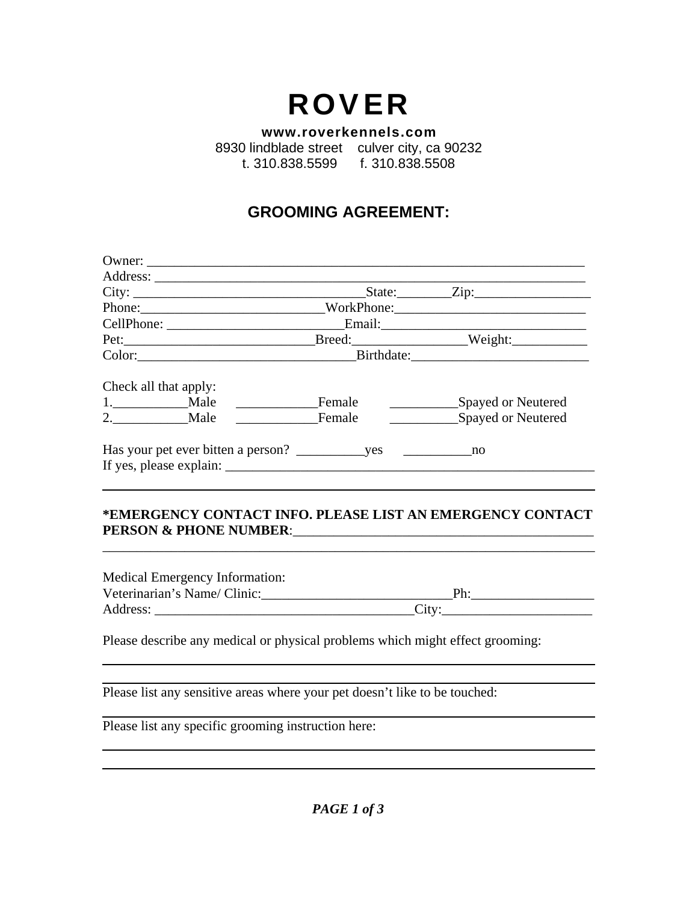# ROVER

**www.roverkennels.com**
8930 lindblade street    culver city, ca 90232
t. 310.838.5599    f. 310.838.5508

## GROOMING AGREEMENT:

Owner: ___________________________________________________________________
Address: _________________________________________________________________
City: __________________________________State:________Zip:_________________
Phone:___________________________WorkPhone:____________________________
CellPhone: _________________________Email:______________________________
Pet:____________________________Breed:________________Weight:___________
Color:_______________________________Birthdate:__________________________

Check all that apply:
1.___________Male    ____________Female    __________Spayed or Neutered
2.___________Male    ____________Female    __________Spayed or Neutered

Has your pet ever bitten a person? __________yes    __________no
If yes, please explain: _____________________________________________________

_____________________________________________________________________________

**\*EMERGENCY CONTACT INFO. PLEASE LIST AN EMERGENCY CONTACT PERSON & PHONE NUMBER**:____________________________________________
_____________________________________________________________________________

Medical Emergency Information:
Veterinarian's Name/ Clinic:___________________________Ph:__________________
Address: _____________________________________City:______________________

Please describe any medical or physical problems which might effect grooming:

_____________________________________________________________________________

_____________________________________________________________________________

Please list any sensitive areas where your pet doesn't like to be touched:

_____________________________________________________________________________

Please list any specific grooming instruction here:

_____________________________________________________________________________

_____________________________________________________________________________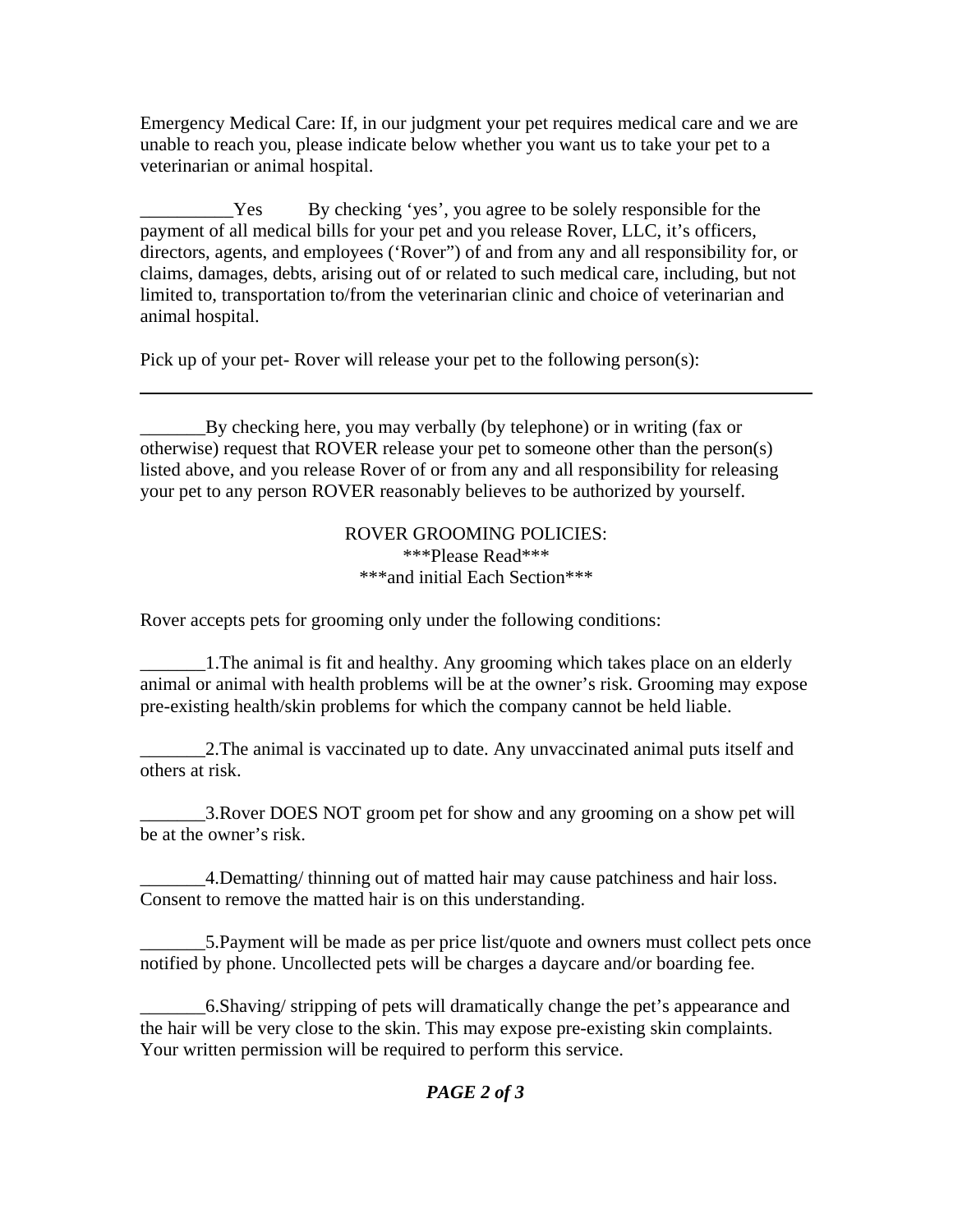Emergency Medical Care: If, in our judgment your pet requires medical care and we are unable to reach you, please indicate below whether you want us to take your pet to a veterinarian or animal hospital.

__________Yes    By checking 'yes', you agree to be solely responsible for the payment of all medical bills for your pet and you release Rover, LLC, it's officers, directors, agents, and employees ('Rover") of and from any and all responsibility for, or claims, damages, debts, arising out of or related to such medical care, including, but not limited to, transportation to/from the veterinarian clinic and choice of veterinarian and animal hospital.

Pick up of your pet- Rover will release your pet to the following person(s):

_______________________________________________________________

_______By checking here, you may verbally (by telephone) or in writing (fax or otherwise) request that ROVER release your pet to someone other than the person(s) listed above, and you release Rover of or from any and all responsibility for releasing your pet to any person ROVER reasonably believes to be authorized by yourself.

ROVER GROOMING POLICIES:
***Please Read***
***and initial Each Section***

Rover accepts pets for grooming only under the following conditions:

_______1.The animal is fit and healthy. Any grooming which takes place on an elderly animal or animal with health problems will be at the owner's risk. Grooming may expose pre-existing health/skin problems for which the company cannot be held liable.

_______2.The animal is vaccinated up to date. Any unvaccinated animal puts itself and others at risk.

_______3.Rover DOES NOT groom pet for show and any grooming on a show pet will be at the owner's risk.

_______4.Dematting/ thinning out of matted hair may cause patchiness and hair loss. Consent to remove the matted hair is on this understanding.

_______5.Payment will be made as per price list/quote and owners must collect pets once notified by phone. Uncollected pets will be charges a daycare and/or boarding fee.

_______6.Shaving/ stripping of pets will dramatically change the pet's appearance and the hair will be very close to the skin. This may expose pre-existing skin complaints. Your written permission will be required to perform this service.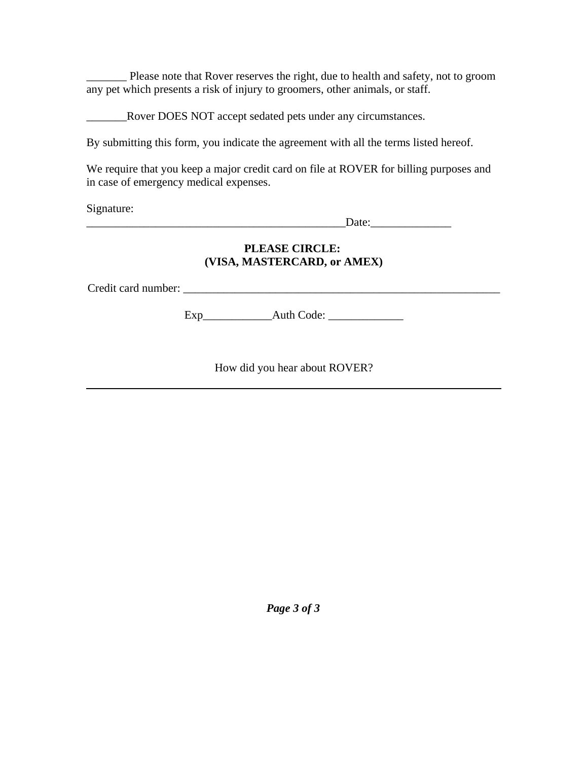_______ Please note that Rover reserves the right, due to health and safety, not to groom any pet which presents a risk of injury to groomers, other animals, or staff.

_______Rover DOES NOT accept sedated pets under any circumstances.

By submitting this form, you indicate the agreement with all the terms listed hereof.

We require that you keep a major credit card on file at ROVER for billing purposes and in case of emergency medical expenses.

Signature:
_______________________________________________Date:______________

**PLEASE CIRCLE:**
**(VISA, MASTERCARD, or AMEX)**

Credit card number: _________________________________________________________

Exp____________Auth Code: _____________

How did you hear about ROVER?

___________________________________________________________________________